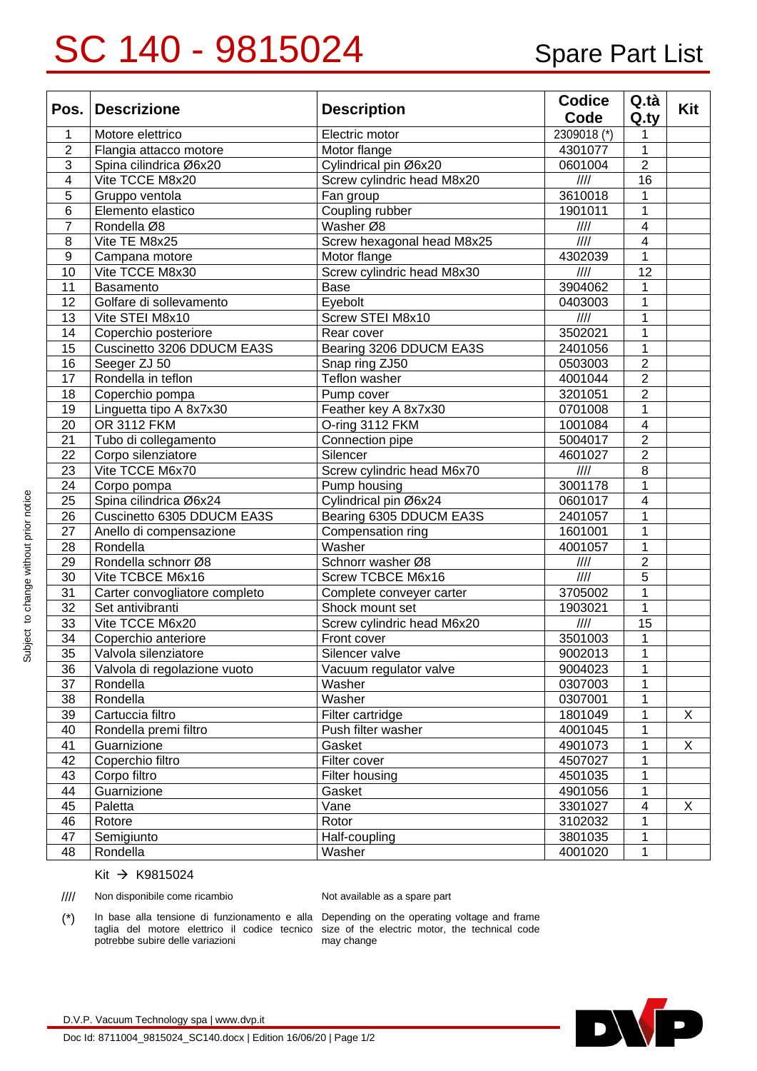# SC 140 - 9815024

Spare Part List

| Pos. | Descrizione | Description | Codice Code | Q.tà Q.ty | Kit |
|---|---|---|---|---|---|
| 1 | Motore elettrico | Electric motor | 2309018 (*) | 1 | |
| 2 | Flangia attacco motore | Motor flange | 4301077 | 1 | |
| 3 | Spina cilindrica Ø6x20 | Cylindrical pin Ø6x20 | 0601004 | 2 | |
| 4 | Vite TCCE M8x20 | Screw cylindric head M8x20 | //// | 16 | |
| 5 | Gruppo ventola | Fan group | 3610018 | 1 | |
| 6 | Elemento elastico | Coupling rubber | 1901011 | 1 | |
| 7 | Rondella Ø8 | Washer Ø8 | //// | 4 | |
| 8 | Vite TE M8x25 | Screw hexagonal head M8x25 | //// | 4 | |
| 9 | Campana motore | Motor flange | 4302039 | 1 | |
| 10 | Vite TCCE M8x30 | Screw cylindric head M8x30 | //// | 12 | |
| 11 | Basamento | Base | 3904062 | 1 | |
| 12 | Golfare di sollevamento | Eyebolt | 0403003 | 1 | |
| 13 | Vite STEI M8x10 | Screw STEI M8x10 | //// | 1 | |
| 14 | Coperchio posteriore | Rear cover | 3502021 | 1 | |
| 15 | Cuscinetto 3206 DDUCM EA3S | Bearing 3206 DDUCM EA3S | 2401056 | 1 | |
| 16 | Seeger ZJ 50 | Snap ring ZJ50 | 0503003 | 2 | |
| 17 | Rondella in teflon | Teflon washer | 4001044 | 2 | |
| 18 | Coperchio pompa | Pump cover | 3201051 | 2 | |
| 19 | Linguetta tipo A 8x7x30 | Feather key A 8x7x30 | 0701008 | 1 | |
| 20 | OR 3112 FKM | O-ring 3112 FKM | 1001084 | 4 | |
| 21 | Tubo di collegamento | Connection pipe | 5004017 | 2 | |
| 22 | Corpo silenziatore | Silencer | 4601027 | 2 | |
| 23 | Vite TCCE M6x70 | Screw cylindric head M6x70 | //// | 8 | |
| 24 | Corpo pompa | Pump housing | 3001178 | 1 | |
| 25 | Spina cilindrica Ø6x24 | Cylindrical pin Ø6x24 | 0601017 | 4 | |
| 26 | Cuscinetto 6305 DDUCM EA3S | Bearing 6305 DDUCM EA3S | 2401057 | 1 | |
| 27 | Anello di compensazione | Compensation ring | 1601001 | 1 | |
| 28 | Rondella | Washer | 4001057 | 1 | |
| 29 | Rondella schnorr Ø8 | Schnorr washer Ø8 | //// | 2 | |
| 30 | Vite TCBCE M6x16 | Screw TCBCE M6x16 | //// | 5 | |
| 31 | Carter convogliatore completo | Complete conveyer carter | 3705002 | 1 | |
| 32 | Set antivibranti | Shock mount set | 1903021 | 1 | |
| 33 | Vite TCCE M6x20 | Screw cylindric head M6x20 | //// | 15 | |
| 34 | Coperchio anteriore | Front cover | 3501003 | 1 | |
| 35 | Valvola silenziatore | Silencer valve | 9002013 | 1 | |
| 36 | Valvola di regolazione vuoto | Vacuum regulator valve | 9004023 | 1 | |
| 37 | Rondella | Washer | 0307003 | 1 | |
| 38 | Rondella | Washer | 0307001 | 1 | |
| 39 | Cartuccia filtro | Filter cartridge | 1801049 | 1 | X |
| 40 | Rondella premi filtro | Push filter washer | 4001045 | 1 | |
| 41 | Guarnizione | Gasket | 4901073 | 1 | X |
| 42 | Coperchio filtro | Filter cover | 4507027 | 1 | |
| 43 | Corpo filtro | Filter housing | 4501035 | 1 | |
| 44 | Guarnizione | Gasket | 4901056 | 1 | |
| 45 | Paletta | Vane | 3301027 | 4 | X |
| 46 | Rotore | Rotor | 3102032 | 1 | |
| 47 | Semigiunto | Half-coupling | 3801035 | 1 | |
| 48 | Rondella | Washer | 4001020 | 1 | |

Kit → K9815024

//// Non disponibile come ricambio — Not available as a spare part

(*) In base alla tensione di funzionamento e alla taglia del motore elettrico il codice tecnico potrebbe subire delle variazioni — Depending on the operating voltage and frame size of the electric motor, the technical code may change

Subject to change without prior notice

D.V.P. Vacuum Technology spa | www.dvp.it

Doc Id: 8711004_9815024_SC140.docx | Edition 16/06/20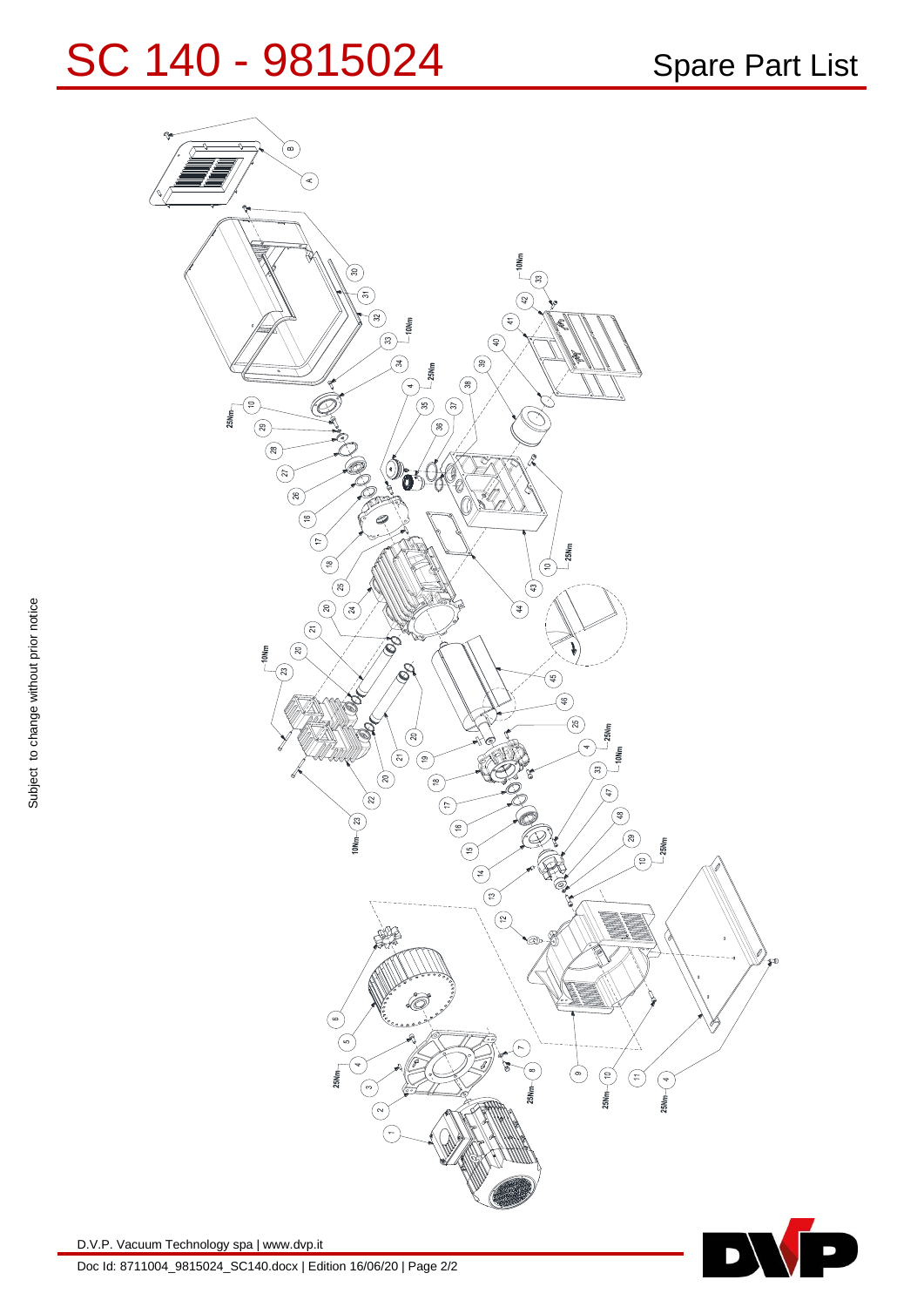# SC 140 - 9815024

Spare Part List

B
A
30
31
32
33
10Nm
34
4
25Nm
10
25Nm
29
28
27
26
16
17
18
25
20
24
21
20
10Nm
23
22
20
21
20
23
10Nm
10Nm
33
42
41
40
39
38
37
36
35
10
25Nm
43
44
45
46
25
4
25Nm
19
18
33
10Nm
17
47
16
48
15
29
25Nm
14
10
13
12
6
5
4
25Nm
3
7
8
25Nm
2
1
9
10
25Nm
11
4
25Nm

Subject to change without prior notice

D.V.P. Vacuum Technology spa | www.dvp.it

Doc Id: 8711004_9815024_SC140.docx | Edition 16/06/20 | Page 2/2